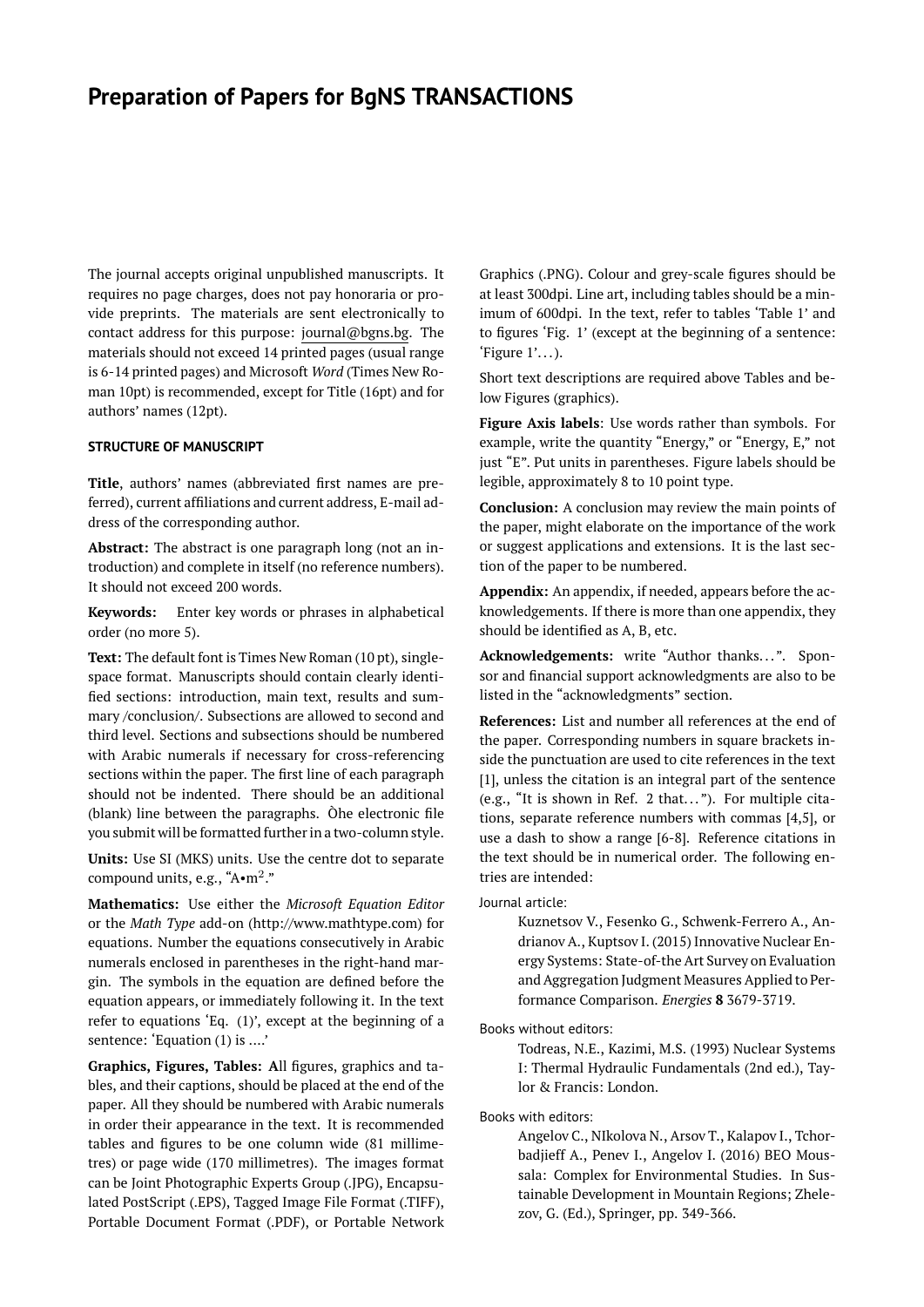# Preparation of Papers for BgNS TRANSACTIONS

The journal accepts original unpublished manuscripts. It requires no page charges, does not pay honoraria or provide preprints. The materials are sent electronically to contact address for this purpose: journal@bgns.bg. The materials should not exceed 14 printed pages (usual range is 6-14 printed pages) and Microsoft *Word* (Times New Roman 10pt) is recommended, except for Title (16pt) and for authors' names (12pt).

## STRUCTURE OF MANUSCRIPT

**Title**, authors' names (abbreviated first names are preferred), current affiliations and current address, E-mail address of the corresponding author.

**Abstract:** The abstract is one paragraph long (not an introduction) and complete in itself (no reference numbers). It should not exceed 200 words.

**Keywords:** Enter key words or phrases in alphabetical order (no more 5).

**Text:** The default font is Times New Roman (10 pt), single-space format. Manuscripts should contain clearly identified sections: introduction, main text, results and summary /conclusion/. Subsections are allowed to second and third level. Sections and subsections should be numbered with Arabic numerals if necessary for cross-referencing sections within the paper. The first line of each paragraph should not be indented. There should be an additional (blank) line between the paragraphs. Òhe electronic file you submit will be formatted further in a two-column style.

**Units:** Use SI (MKS) units. Use the centre dot to separate compound units, e.g., "A•$m^2$."

**Mathematics:** Use either the *Microsoft Equation Editor* or the *Math Type* add-on (http://www.mathtype.com) for equations. Number the equations consecutively in Arabic numerals enclosed in parentheses in the right-hand margin. The symbols in the equation are defined before the equation appears, or immediately following it. In the text refer to equations 'Eq. (1)', except at the beginning of a sentence: 'Equation (1) is ….'

**Graphics, Figures, Tables:** **A**ll figures, graphics and tables, and their captions, should be placed at the end of the paper. All they should be numbered with Arabic numerals in order their appearance in the text. It is recommended tables and figures to be one column wide (81 millimetres) or page wide (170 millimetres). The images format can be Joint Photographic Experts Group (.JPG), Encapsulated PostScript (.EPS), Tagged Image File Format (.TIFF), Portable Document Format (.PDF), or Portable Network Graphics (.PNG). Colour and grey-scale figures should be at least 300dpi. Line art, including tables should be a minimum of 600dpi. In the text, refer to tables 'Table 1' and to figures 'Fig. 1' (except at the beginning of a sentence: 'Figure 1'…).

Short text descriptions are required above Tables and below Figures (graphics).

**Figure Axis labels**: Use words rather than symbols. For example, write the quantity "Energy," or "Energy, E," not just "E". Put units in parentheses. Figure labels should be legible, approximately 8 to 10 point type.

**Conclusion:** A conclusion may review the main points of the paper, might elaborate on the importance of the work or suggest applications and extensions. It is the last section of the paper to be numbered.

**Appendix:** An appendix, if needed, appears before the acknowledgements. If there is more than one appendix, they should be identified as A, B, etc.

**Acknowledgements:** write "Author thanks…". Sponsor and financial support acknowledgments are also to be listed in the "acknowledgments" section.

**References:** List and number all references at the end of the paper. Corresponding numbers in square brackets inside the punctuation are used to cite references in the text [1], unless the citation is an integral part of the sentence (e.g., "It is shown in Ref. 2 that…"). For multiple citations, separate reference numbers with commas [4,5], or use a dash to show a range [6-8]. Reference citations in the text should be in numerical order. The following entries are intended:

Journal article:

> Kuznetsov V., Fesenko G., Schwenk-Ferrero A., Andrianov A., Kuptsov I. (2015) Innovative Nuclear Energy Systems: State-of-the Art Survey on Evaluation and Aggregation Judgment Measures Applied to Performance Comparison. *Energies* **8** 3679-3719.

Books without editors:

> Todreas, N.E., Kazimi, M.S. (1993) Nuclear Systems I: Thermal Hydraulic Fundamentals (2nd ed.), Taylor & Francis: London.

Books with editors:

> Angelov C., NIkolova N., Arsov T., Kalapov I., Tchorbadjieff A., Penev I., Angelov I. (2016) BEO Moussala: Complex for Environmental Studies. In Sustainable Development in Mountain Regions; Zhelezov, G. (Ed.), Springer, pp. 349-366.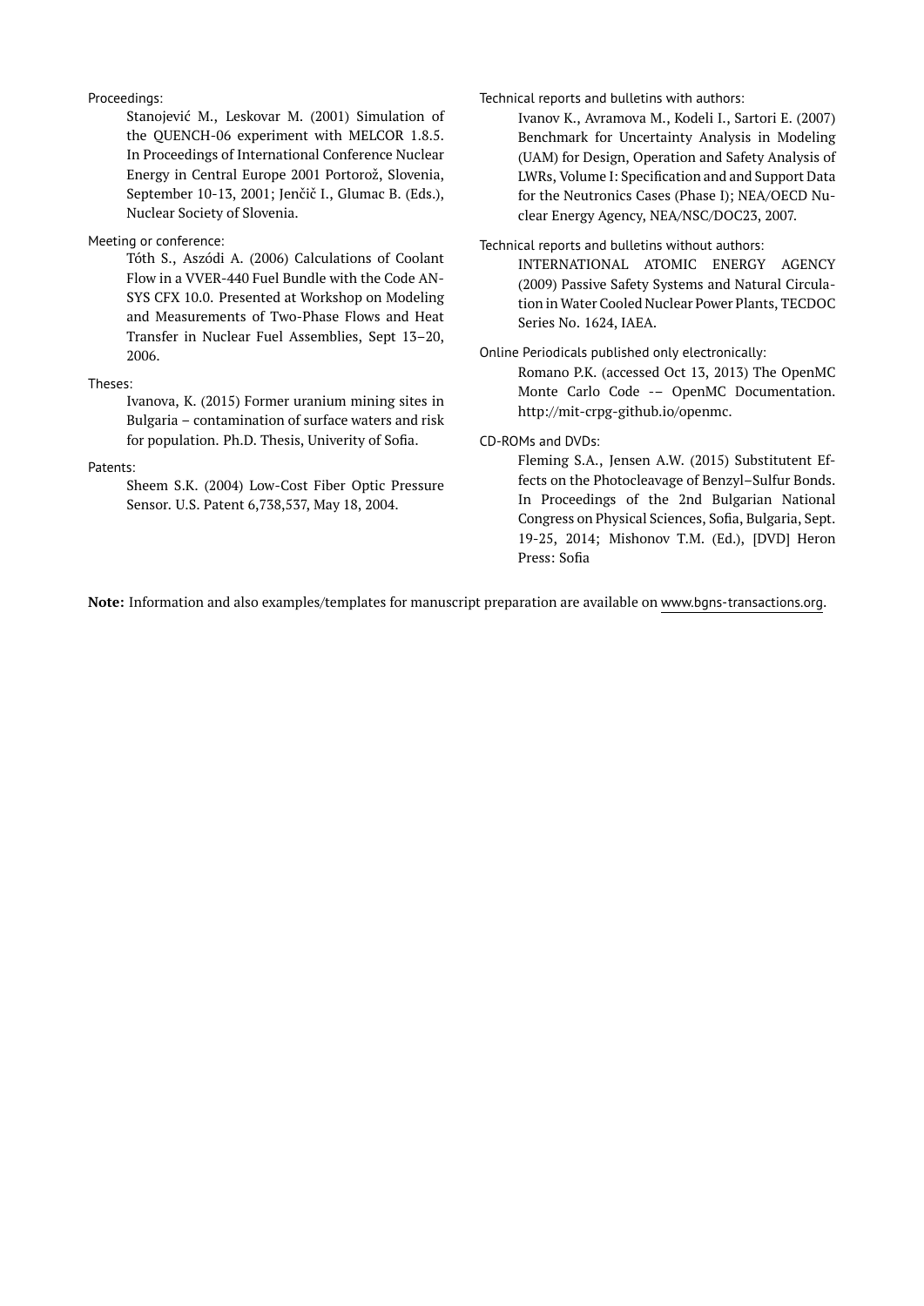Proceedings:

Stanojević M., Leskovar M. (2001) Simulation of the QUENCH-06 experiment with MELCOR 1.8.5. In Proceedings of International Conference Nuclear Energy in Central Europe 2001 Portorož, Slovenia, September 10-13, 2001; Jenčič I., Glumac B. (Eds.), Nuclear Society of Slovenia.

Meeting or conference:

Tóth S., Aszódi A. (2006) Calculations of Coolant Flow in a VVER-440 Fuel Bundle with the Code ANSYS CFX 10.0. Presented at Workshop on Modeling and Measurements of Two-Phase Flows and Heat Transfer in Nuclear Fuel Assemblies, Sept 13–20, 2006.

Theses:

Ivanova, K. (2015) Former uranium mining sites in Bulgaria – contamination of surface waters and risk for population. Ph.D. Thesis, Univerity of Sofia.

Patents:

Sheem S.K. (2004) Low-Cost Fiber Optic Pressure Sensor. U.S. Patent 6,738,537, May 18, 2004.

Technical reports and bulletins with authors:

Ivanov K., Avramova M., Kodeli I., Sartori E. (2007) Benchmark for Uncertainty Analysis in Modeling (UAM) for Design, Operation and Safety Analysis of LWRs, Volume I: Specification and and Support Data for the Neutronics Cases (Phase I); NEA/OECD Nuclear Energy Agency, NEA/NSC/DOC23, 2007.

Technical reports and bulletins without authors:

INTERNATIONAL ATOMIC ENERGY AGENCY (2009) Passive Safety Systems and Natural Circulation in Water Cooled Nuclear Power Plants, TECDOC Series No. 1624, IAEA.

Online Periodicals published only electronically:

Romano P.K. (accessed Oct 13, 2013) The OpenMC Monte Carlo Code -– OpenMC Documentation. http://mit-crpg-github.io/openmc.

CD-ROMs and DVDs:

Fleming S.A., Jensen A.W. (2015) Substitutent Effects on the Photocleavage of Benzyl–Sulfur Bonds. In Proceedings of the 2nd Bulgarian National Congress on Physical Sciences, Sofia, Bulgaria, Sept. 19-25, 2014; Mishonov T.M. (Ed.), [DVD] Heron Press: Sofia

**Note:** Information and also examples/templates for manuscript preparation are available on www.bgns-transactions.org.